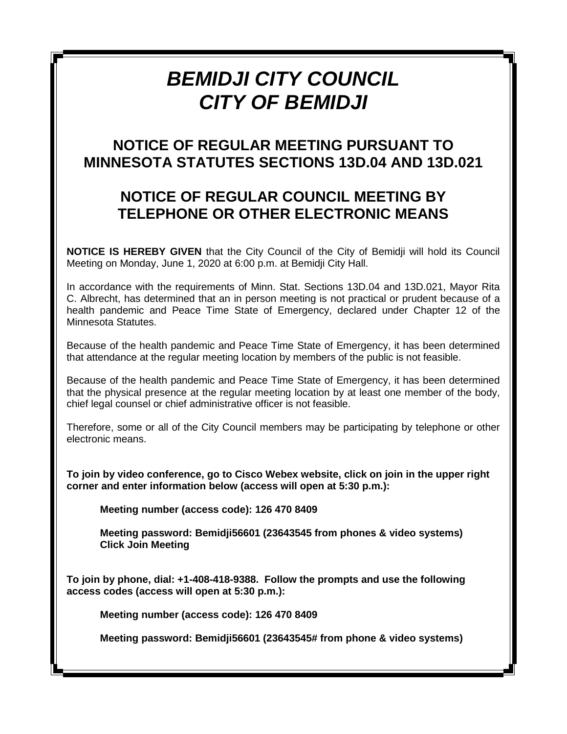# *BEMIDJI CITY COUNCIL*
# *CITY OF BEMIDJI*

## NOTICE OF REGULAR MEETING PURSUANT TO MINNESOTA STATUTES SECTIONS 13D.04 AND 13D.021

## NOTICE OF REGULAR COUNCIL MEETING BY TELEPHONE OR OTHER ELECTRONIC MEANS

**NOTICE IS HEREBY GIVEN** that the City Council of the City of Bemidji will hold its Council Meeting on Monday, June 1, 2020 at 6:00 p.m. at Bemidji City Hall.

In accordance with the requirements of Minn. Stat. Sections 13D.04 and 13D.021, Mayor Rita C. Albrecht, has determined that an in person meeting is not practical or prudent because of a health pandemic and Peace Time State of Emergency, declared under Chapter 12 of the Minnesota Statutes.

Because of the health pandemic and Peace Time State of Emergency, it has been determined that attendance at the regular meeting location by members of the public is not feasible.

Because of the health pandemic and Peace Time State of Emergency, it has been determined that the physical presence at the regular meeting location by at least one member of the body, chief legal counsel or chief administrative officer is not feasible.

Therefore, some or all of the City Council members may be participating by telephone or other electronic means.

**To join by video conference, go to Cisco Webex website, click on join in the upper right corner and enter information below (access will open at 5:30 p.m.):**

**Meeting number (access code): 126 470 8409**

**Meeting password: Bemidji56601 (23643545 from phones & video systems)**
**Click Join Meeting**

**To join by phone, dial: +1-408-418-9388. Follow the prompts and use the following access codes (access will open at 5:30 p.m.):**

**Meeting number (access code): 126 470 8409**

**Meeting password: Bemidji56601 (23643545# from phone & video systems)**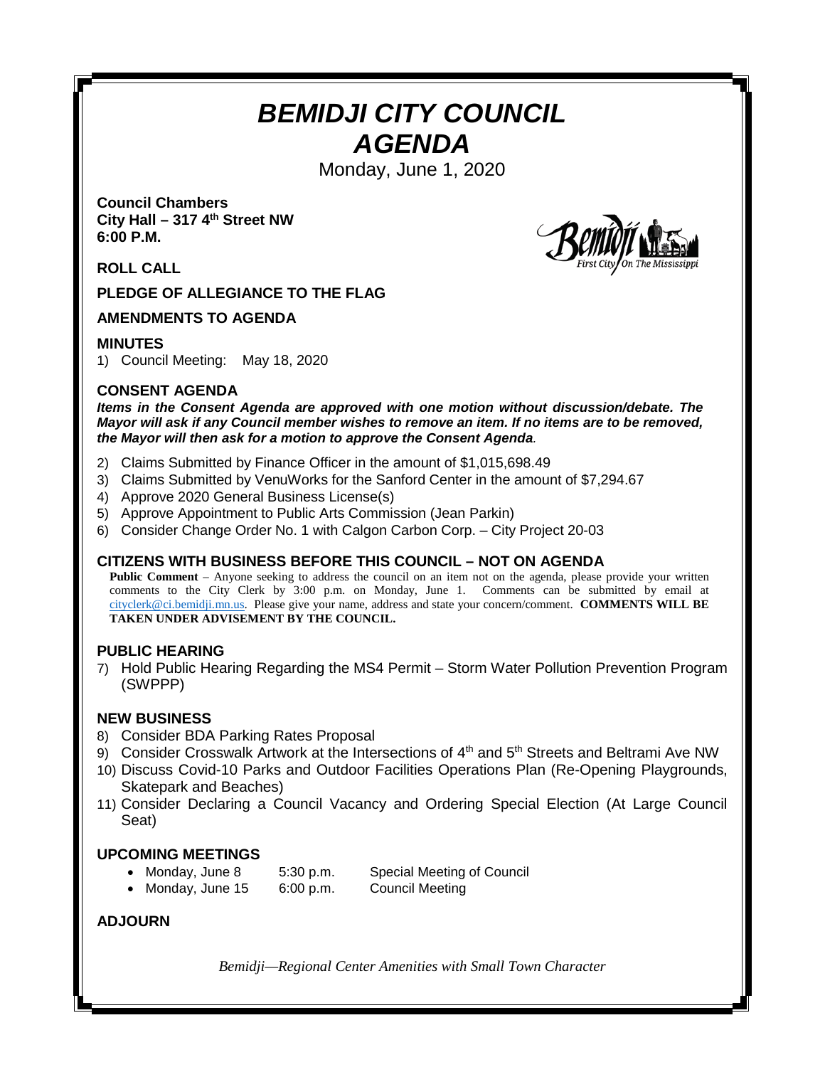# *BEMIDJI CITY COUNCIL AGENDA*

Monday, June 1, 2020

**Council Chambers**
**City Hall – 317 4th Street NW**
**6:00 P.M.**

**ROLL CALL**

**PLEDGE OF ALLEGIANCE TO THE FLAG**

**AMENDMENTS TO AGENDA**

**MINUTES**

1) Council Meeting: May 18, 2020

**CONSENT AGENDA**

***Items in the Consent Agenda are approved with one motion without discussion/debate. The Mayor will ask if any Council member wishes to remove an item. If no items are to be removed, the Mayor will then ask for a motion to approve the Consent Agenda.***

2) Claims Submitted by Finance Officer in the amount of $1,015,698.49
3) Claims Submitted by VenuWorks for the Sanford Center in the amount of $7,294.67
4) Approve 2020 General Business License(s)
5) Approve Appointment to Public Arts Commission (Jean Parkin)
6) Consider Change Order No. 1 with Calgon Carbon Corp. – City Project 20-03

**CITIZENS WITH BUSINESS BEFORE THIS COUNCIL – NOT ON AGENDA**

**Public Comment** – Anyone seeking to address the council on an item not on the agenda, please provide your written comments to the City Clerk by 3:00 p.m. on Monday, June 1. Comments can be submitted by email at cityclerk@ci.bemidji.mn.us. Please give your name, address and state your concern/comment. **COMMENTS WILL BE TAKEN UNDER ADVISEMENT BY THE COUNCIL.**

**PUBLIC HEARING**

7) Hold Public Hearing Regarding the MS4 Permit – Storm Water Pollution Prevention Program (SWPPP)

**NEW BUSINESS**

8) Consider BDA Parking Rates Proposal
9) Consider Crosswalk Artwork at the Intersections of 4th and 5th Streets and Beltrami Ave NW
10) Discuss Covid-10 Parks and Outdoor Facilities Operations Plan (Re-Opening Playgrounds, Skatepark and Beaches)
11) Consider Declaring a Council Vacancy and Ordering Special Election (At Large Council Seat)

**UPCOMING MEETINGS**

- Monday, June 8 5:30 p.m. Special Meeting of Council
- Monday, June 15 6:00 p.m. Council Meeting

**ADJOURN**

*Bemidji—Regional Center Amenities with Small Town Character*